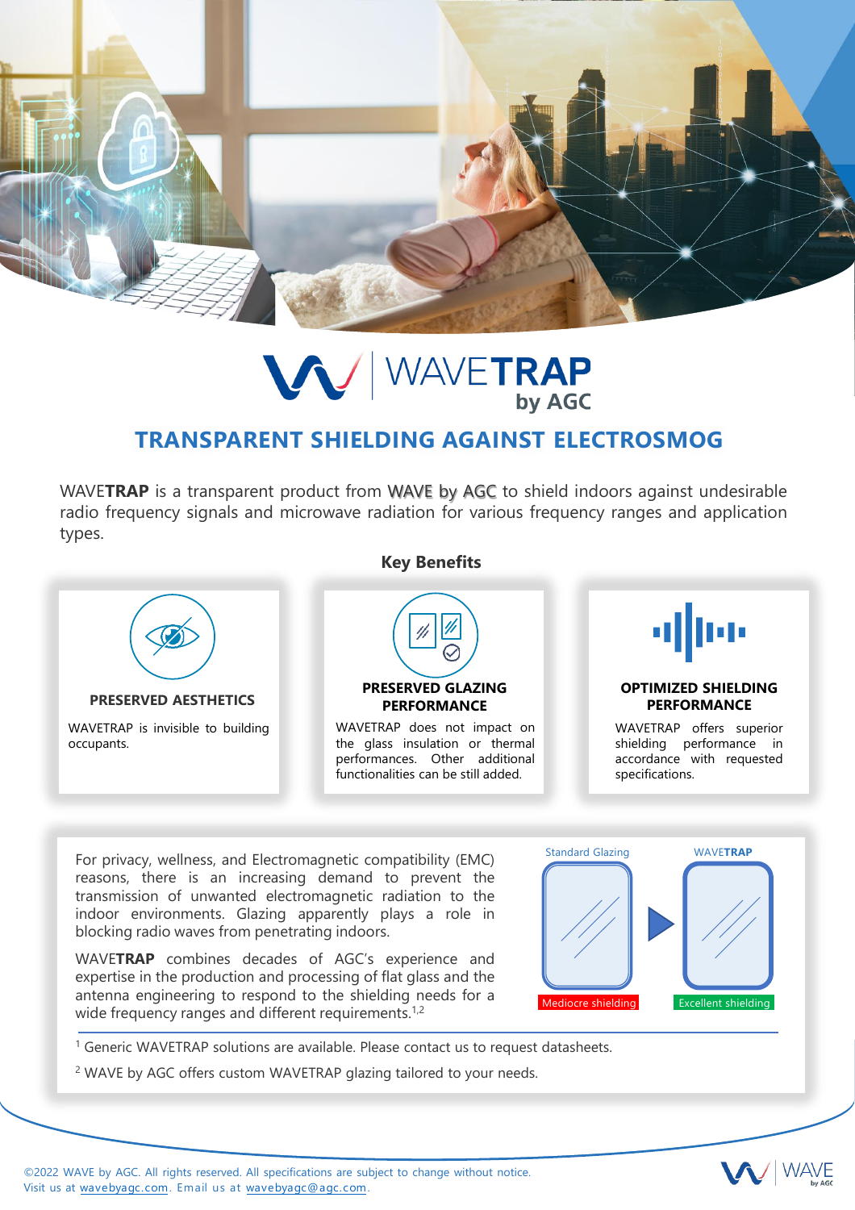# WAVETRAP by AGC

## TRANSPARENT SHIELDING AGAINST ELECTROSMOG

WAVE**TRAP** is a transparent product from WAVE by AGC to shield indoors against undesirable radio frequency signals and microwave radiation for various frequency ranges and application types.

### Key Benefits

**PRESERVED AESTHETICS**

WAVETRAP is invisible to building occupants.

**PRESERVED GLAZING PERFORMANCE**

WAVETRAP does not impact on the glass insulation or thermal performances. Other additional functionalities can be still added.

**OPTIMIZED SHIELDING PERFORMANCE**

WAVETRAP offers superior shielding performance in accordance with requested specifications.

For privacy, wellness, and Electromagnetic compatibility (EMC) reasons, there is an increasing demand to prevent the transmission of unwanted electromagnetic radiation to the indoor environments. Glazing apparently plays a role in blocking radio waves from penetrating indoors.

WAVE**TRAP** combines decades of AGC's experience and expertise in the production and processing of flat glass and the antenna engineering to respond to the shielding needs for a wide frequency ranges and different requirements.[1,2]

Standard Glazing — Mediocre shielding

WAVE**TRAP** — Excellent shielding

[1] Generic WAVETRAP solutions are available. Please contact us to request datasheets.

[2] WAVE by AGC offers custom WAVETRAP glazing tailored to your needs.

©2022 WAVE by AGC. All rights reserved. All specifications are subject to change without notice.
Visit us at wavebyagc.com. Email us at wavebyagc@agc.com.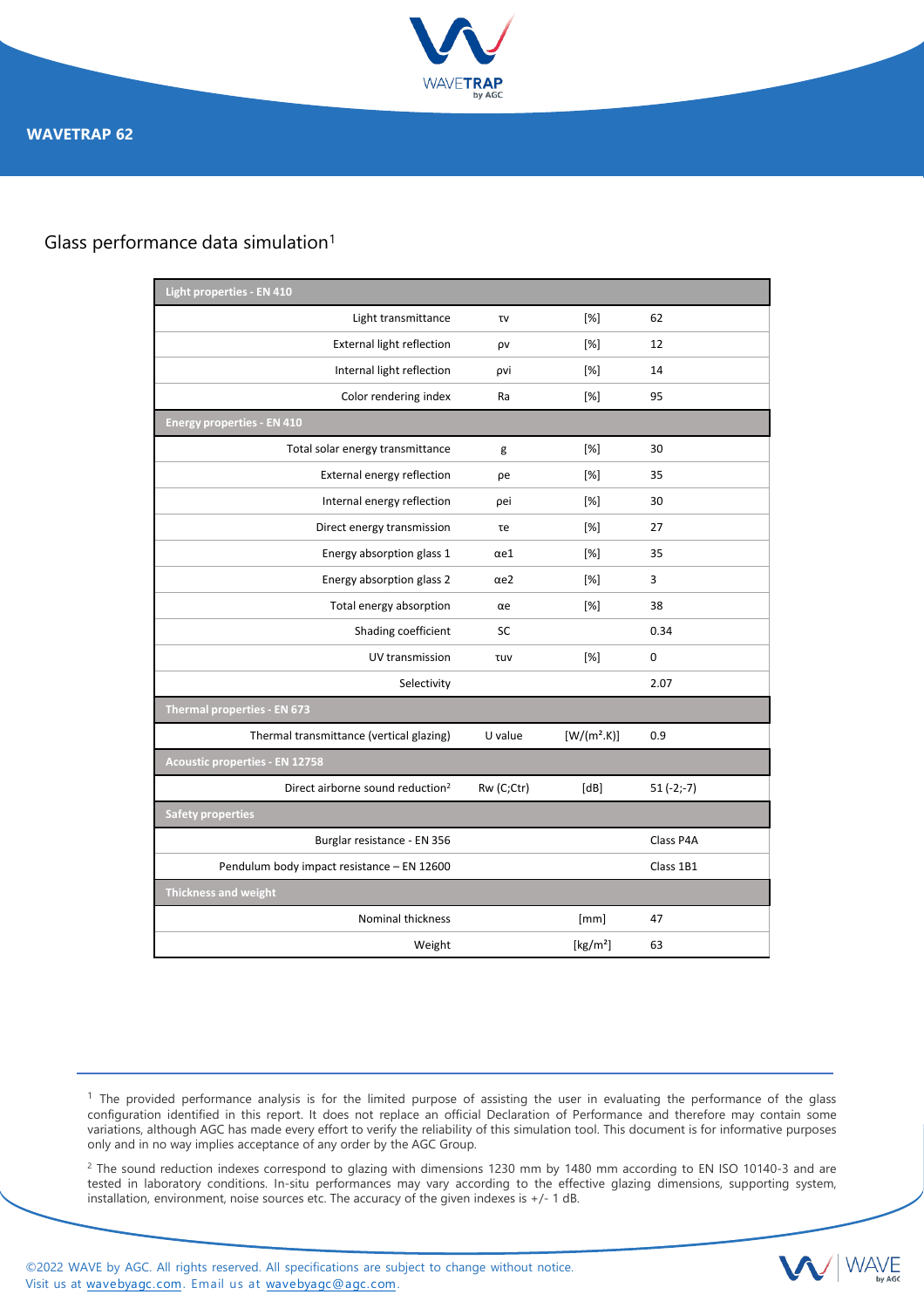# WAVETRAP 62

## Glass performance data simulation[1]

| Light properties - EN 410 | | | |
|---|---|---|---|
| Light transmittance | τv | [%] | 62 |
| External light reflection | ρv | [%] | 12 |
| Internal light reflection | ρvi | [%] | 14 |
| Color rendering index | Ra | [%] | 95 |
| **Energy properties - EN 410** | | | |
| Total solar energy transmittance | g | [%] | 30 |
| External energy reflection | ρe | [%] | 35 |
| Internal energy reflection | ρei | [%] | 30 |
| Direct energy transmission | τe | [%] | 27 |
| Energy absorption glass 1 | αe1 | [%] | 35 |
| Energy absorption glass 2 | αe2 | [%] | 3 |
| Total energy absorption | αe | [%] | 38 |
| Shading coefficient | SC | | 0.34 |
| UV transmission | τuv | [%] | 0 |
| Selectivity | | | 2.07 |
| **Thermal properties - EN 673** | | | |
| Thermal transmittance (vertical glazing) | U value | [W/(m².K)] | 0.9 |
| **Acoustic properties - EN 12758** | | | |
| Direct airborne sound reduction[2] | Rw (C;Ctr) | [dB] | 51 (-2;-7) |
| **Safety properties** | | | |
| Burglar resistance - EN 356 | | | Class P4A |
| Pendulum body impact resistance – EN 12600 | | | Class 1B1 |
| **Thickness and weight** | | | |
| Nominal thickness | | [mm] | 47 |
| Weight | | [kg/m²] | 63 |

[1] The provided performance analysis is for the limited purpose of assisting the user in evaluating the performance of the glass configuration identified in this report. It does not replace an official Declaration of Performance and therefore may contain some variations, although AGC has made every effort to verify the reliability of this simulation tool. This document is for informative purposes only and in no way implies acceptance of any order by the AGC Group.

[2] The sound reduction indexes correspond to glazing with dimensions 1230 mm by 1480 mm according to EN ISO 10140-3 and are tested in laboratory conditions. In-situ performances may vary according to the effective glazing dimensions, supporting system, installation, environment, noise sources etc. The accuracy of the given indexes is +/- 1 dB.

©2022 WAVE by AGC. All rights reserved. All specifications are subject to change without notice.
Visit us at wavebyagc.com. Email us at wavebyagc@agc.com.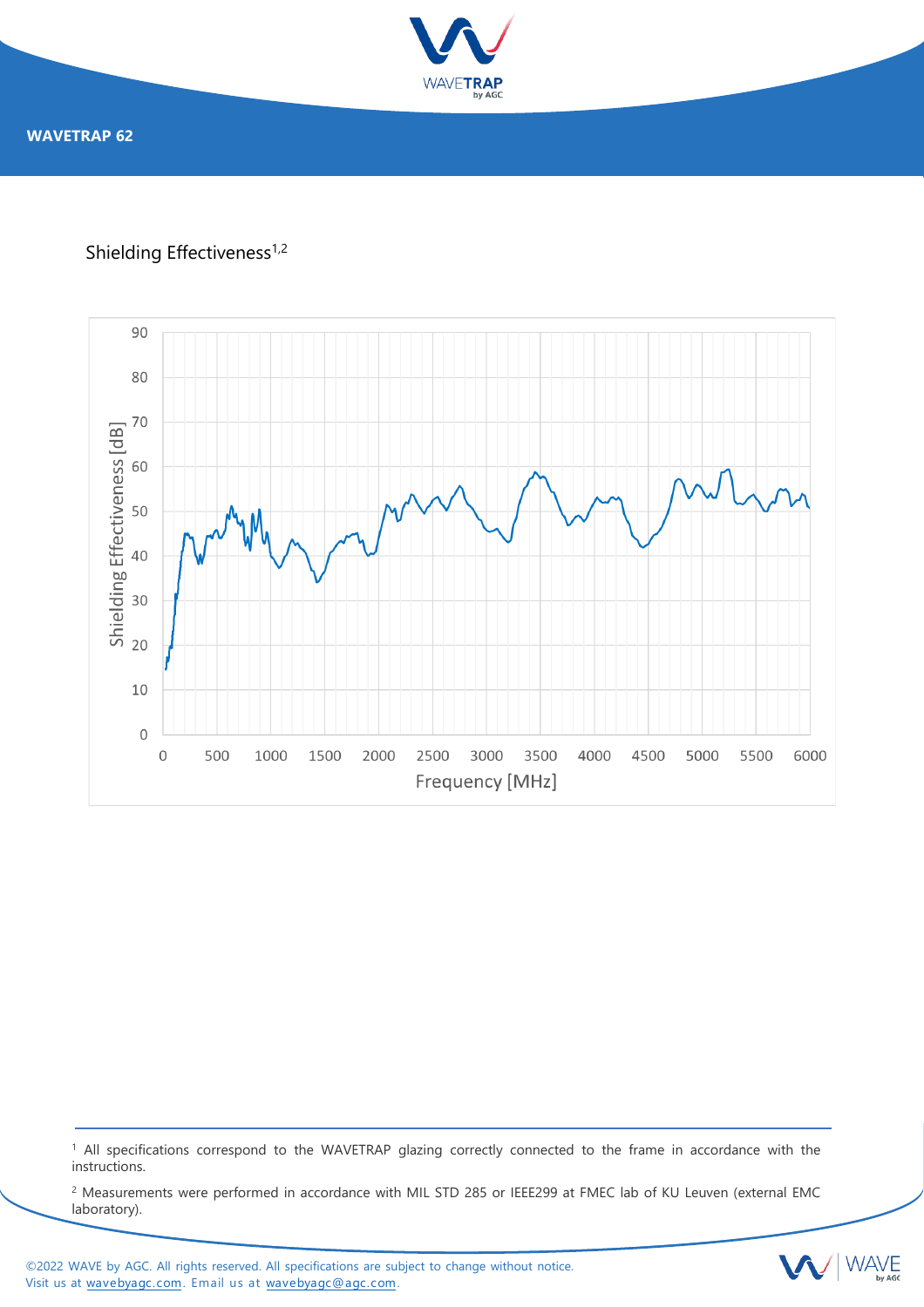WAVETRAP 62

Shielding Effectiveness[1,2]

Shielding Effectiveness [dB]

90
80
70
60
50
40
30
20
10
0

0
500
1000
1500
2000
2500
3000
3500
4000
4500
5000
5500
6000

Frequency [MHz]

[1] All specifications correspond to the WAVETRAP glazing correctly connected to the frame in accordance with the instructions.

[2] Measurements were performed in accordance with MIL STD 285 or IEEE299 at FMEC lab of KU Leuven (external EMC laboratory).

©2022 WAVE by AGC. All rights reserved. All specifications are subject to change without notice.
Visit us at wavebyagc.com. Email us at wavebyagc@agc.com.